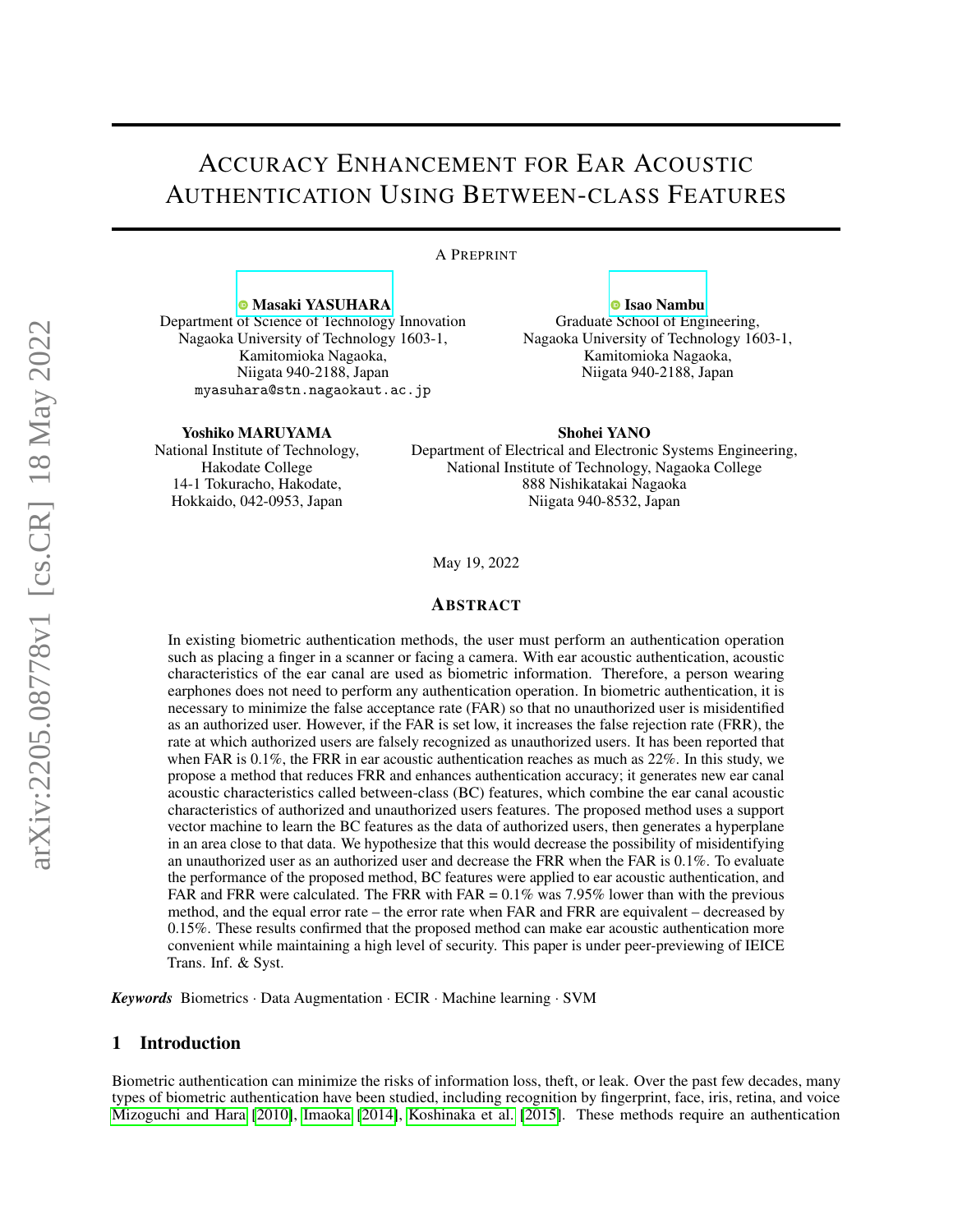# Accuracy Enhancement for Ear Acoustic Authentication Using Between-class Features

A Preprint

**Masaki YASUHARA**
Department of Science of Technology Innovation
Nagaoka University of Technology 1603-1,
Kamitomioka Nagaoka,
Niigata 940-2188, Japan
myasuhara@stn.nagaokaut.ac.jp

**Isao Nambu**
Graduate School of Engineering,
Nagaoka University of Technology 1603-1,
Kamitomioka Nagaoka,
Niigata 940-2188, Japan

**Yoshiko MARUYAMA**
National Institute of Technology,
Hakodate College
14-1 Tokuracho, Hakodate,
Hokkaido, 042-0953, Japan

**Shohei YANO**
Department of Electrical and Electronic Systems Engineering,
National Institute of Technology, Nagaoka College
888 Nishikatakai Nagaoka
Niigata 940-8532, Japan

May 19, 2022

## Abstract

In existing biometric authentication methods, the user must perform an authentication operation such as placing a finger in a scanner or facing a camera. With ear acoustic authentication, acoustic characteristics of the ear canal are used as biometric information. Therefore, a person wearing earphones does not need to perform any authentication operation. In biometric authentication, it is necessary to minimize the false acceptance rate (FAR) so that no unauthorized user is misidentified as an authorized user. However, if the FAR is set low, it increases the false rejection rate (FRR), the rate at which authorized users are falsely recognized as unauthorized users. It has been reported that when FAR is 0.1%, the FRR in ear acoustic authentication reaches as much as 22%. In this study, we propose a method that reduces FRR and enhances authentication accuracy; it generates new ear canal acoustic characteristics called between-class (BC) features, which combine the ear canal acoustic characteristics of authorized and unauthorized users features. The proposed method uses a support vector machine to learn the BC features as the data of authorized users, then generates a hyperplane in an area close to that data. We hypothesize that this would decrease the possibility of misidentifying an unauthorized user as an authorized user and decrease the FRR when the FAR is 0.1%. To evaluate the performance of the proposed method, BC features were applied to ear acoustic authentication, and FAR and FRR were calculated. The FRR with FAR = 0.1% was 7.95% lower than with the previous method, and the equal error rate – the error rate when FAR and FRR are equivalent – decreased by 0.15%. These results confirmed that the proposed method can make ear acoustic authentication more convenient while maintaining a high level of security. This paper is under peer-previewing of IEICE Trans. Inf. & Syst.

***Keywords*** Biometrics · Data Augmentation · ECIR · Machine learning · SVM

## 1 Introduction

Biometric authentication can minimize the risks of information loss, theft, or leak. Over the past few decades, many types of biometric authentication have been studied, including recognition by fingerprint, face, iris, retina, and voice Mizoguchi and Hara [2010], Imaoka [2014], Koshinaka et al. [2015]. These methods require an authentication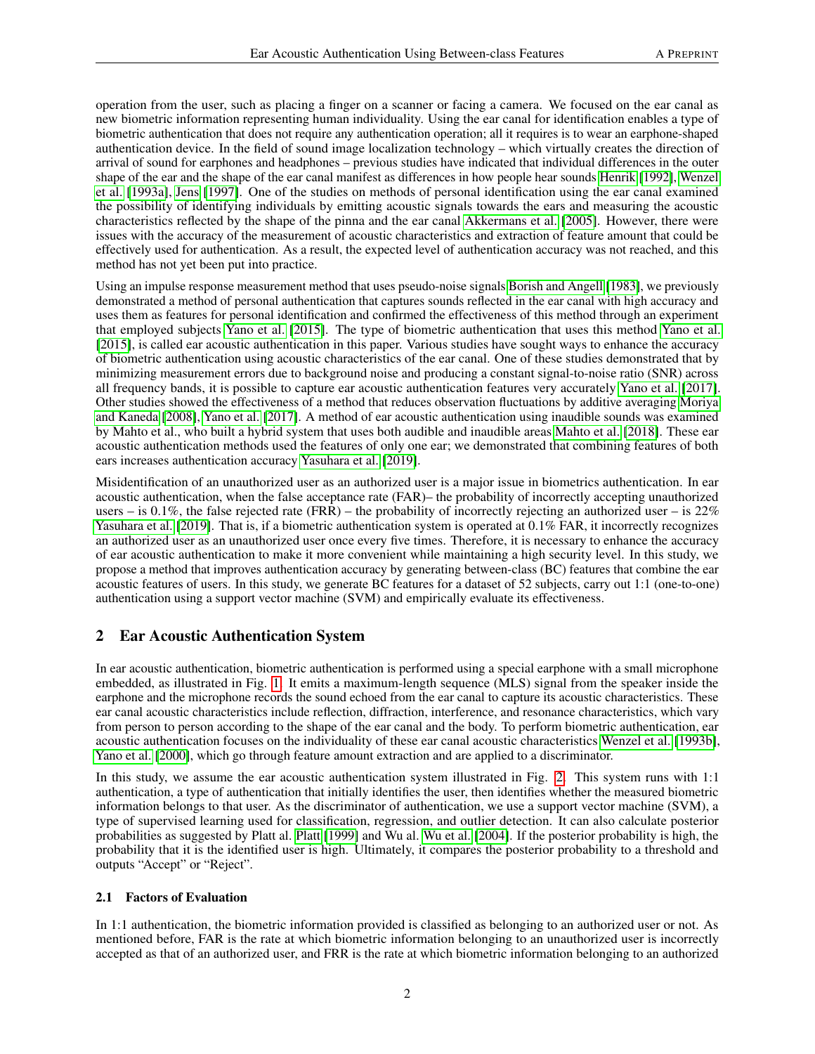operation from the user, such as placing a finger on a scanner or facing a camera. We focused on the ear canal as new biometric information representing human individuality. Using the ear canal for identification enables a type of biometric authentication that does not require any authentication operation; all it requires is to wear an earphone-shaped authentication device. In the field of sound image localization technology – which virtually creates the direction of arrival of sound for earphones and headphones – previous studies have indicated that individual differences in the outer shape of the ear and the shape of the ear canal manifest as differences in how people hear sounds Henrik [1992], Wenzel et al. [1993a], Jens [1997]. One of the studies on methods of personal identification using the ear canal examined the possibility of identifying individuals by emitting acoustic signals towards the ears and measuring the acoustic characteristics reflected by the shape of the pinna and the ear canal Akkermans et al. [2005]. However, there were issues with the accuracy of the measurement of acoustic characteristics and extraction of feature amount that could be effectively used for authentication. As a result, the expected level of authentication accuracy was not reached, and this method has not yet been put into practice.

Using an impulse response measurement method that uses pseudo-noise signals Borish and Angell [1983], we previously demonstrated a method of personal authentication that captures sounds reflected in the ear canal with high accuracy and uses them as features for personal identification and confirmed the effectiveness of this method through an experiment that employed subjects Yano et al. [2015]. The type of biometric authentication that uses this method Yano et al. [2015], is called ear acoustic authentication in this paper. Various studies have sought ways to enhance the accuracy of biometric authentication using acoustic characteristics of the ear canal. One of these studies demonstrated that by minimizing measurement errors due to background noise and producing a constant signal-to-noise ratio (SNR) across all frequency bands, it is possible to capture ear acoustic authentication features very accurately Yano et al. [2017]. Other studies showed the effectiveness of a method that reduces observation fluctuations by additive averaging Moriya and Kaneda [2008], Yano et al. [2017]. A method of ear acoustic authentication using inaudible sounds was examined by Mahto et al., who built a hybrid system that uses both audible and inaudible areas Mahto et al. [2018]. These ear acoustic authentication methods used the features of only one ear; we demonstrated that combining features of both ears increases authentication accuracy Yasuhara et al. [2019].

Misidentification of an unauthorized user as an authorized user is a major issue in biometrics authentication. In ear acoustic authentication, when the false acceptance rate (FAR)– the probability of incorrectly accepting unauthorized users – is 0.1%, the false rejected rate (FRR) – the probability of incorrectly rejecting an authorized user – is 22% Yasuhara et al. [2019]. That is, if a biometric authentication system is operated at 0.1% FAR, it incorrectly recognizes an authorized user as an unauthorized user once every five times. Therefore, it is necessary to enhance the accuracy of ear acoustic authentication to make it more convenient while maintaining a high security level. In this study, we propose a method that improves authentication accuracy by generating between-class (BC) features that combine the ear acoustic features of users. In this study, we generate BC features for a dataset of 52 subjects, carry out 1:1 (one-to-one) authentication using a support vector machine (SVM) and empirically evaluate its effectiveness.

## 2 Ear Acoustic Authentication System

In ear acoustic authentication, biometric authentication is performed using a special earphone with a small microphone embedded, as illustrated in Fig. 1. It emits a maximum-length sequence (MLS) signal from the speaker inside the earphone and the microphone records the sound echoed from the ear canal to capture its acoustic characteristics. These ear canal acoustic characteristics include reflection, diffraction, interference, and resonance characteristics, which vary from person to person according to the shape of the ear canal and the body. To perform biometric authentication, ear acoustic authentication focuses on the individuality of these ear canal acoustic characteristics Wenzel et al. [1993b], Yano et al. [2000], which go through feature amount extraction and are applied to a discriminator.

In this study, we assume the ear acoustic authentication system illustrated in Fig. 2. This system runs with 1:1 authentication, a type of authentication that initially identifies the user, then identifies whether the measured biometric information belongs to that user. As the discriminator of authentication, we use a support vector machine (SVM), a type of supervised learning used for classification, regression, and outlier detection. It can also calculate posterior probabilities as suggested by Platt al. Platt [1999] and Wu al. Wu et al. [2004]. If the posterior probability is high, the probability that it is the identified user is high. Ultimately, it compares the posterior probability to a threshold and outputs "Accept" or "Reject".

### 2.1 Factors of Evaluation

In 1:1 authentication, the biometric information provided is classified as belonging to an authorized user or not. As mentioned before, FAR is the rate at which biometric information belonging to an unauthorized user is incorrectly accepted as that of an authorized user, and FRR is the rate at which biometric information belonging to an authorized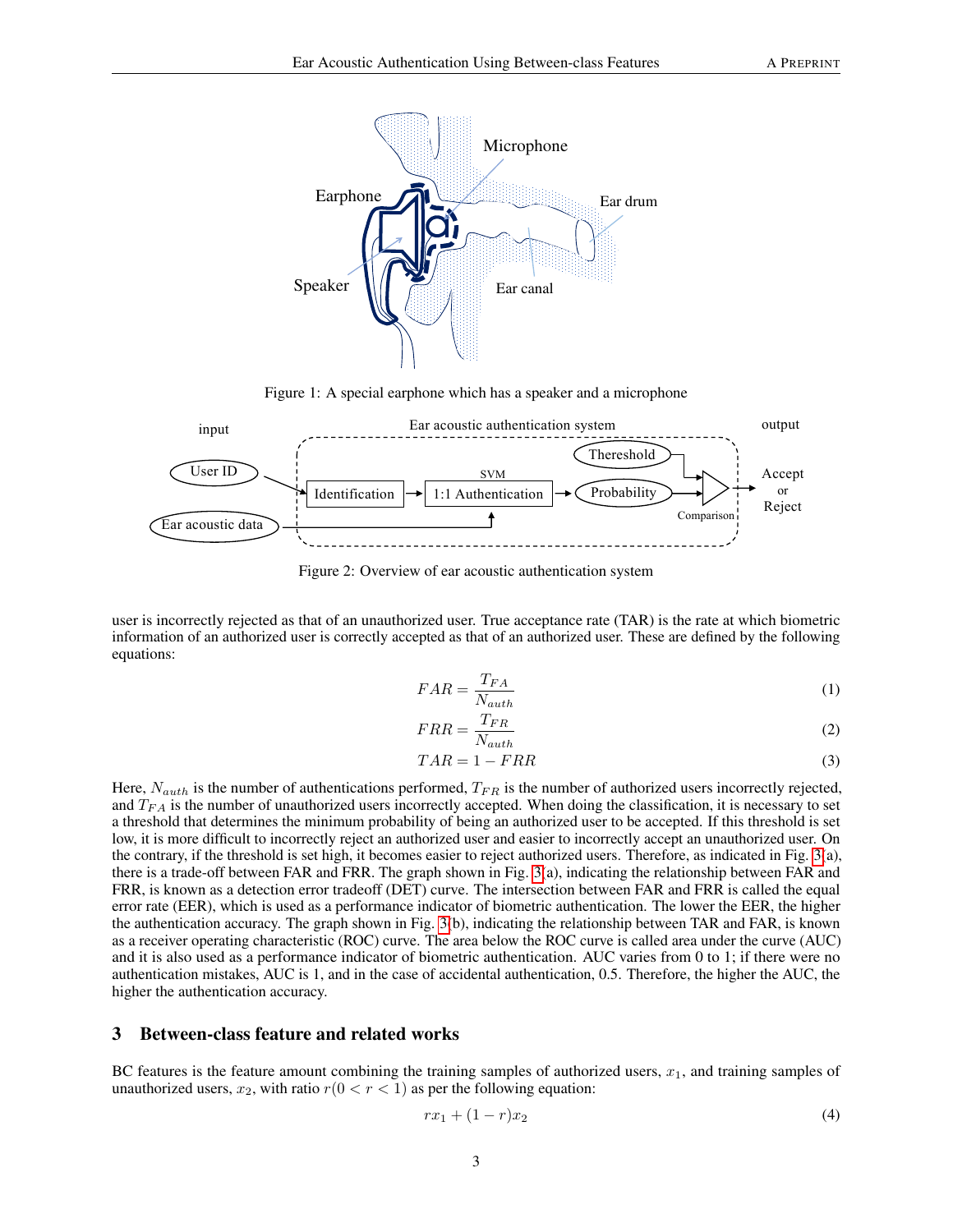Figure 1: A special earphone which has a speaker and a microphone

Figure 2: Overview of ear acoustic authentication system

user is incorrectly rejected as that of an unauthorized user. True acceptance rate (TAR) is the rate at which biometric information of an authorized user is correctly accepted as that of an authorized user. These are defined by the following equations:

$$FAR = \frac{T_{FA}}{N_{auth}} \tag{1}$$

$$FRR = \frac{T_{FR}}{N_{auth}} \tag{2}$$

$$TAR = 1 - FRR \tag{3}$$

Here, $N_{auth}$ is the number of authentications performed, $T_{FR}$ is the number of authorized users incorrectly rejected, and $T_{FA}$ is the number of unauthorized users incorrectly accepted. When doing the classification, it is necessary to set a threshold that determines the minimum probability of being an authorized user to be accepted. If this threshold is set low, it is more difficult to incorrectly reject an authorized user and easier to incorrectly accept an unauthorized user. On the contrary, if the threshold is set high, it becomes easier to reject authorized users. Therefore, as indicated in Fig. 3(a), there is a trade-off between FAR and FRR. The graph shown in Fig. 3(a), indicating the relationship between FAR and FRR, is known as a detection error tradeoff (DET) curve. The intersection between FAR and FRR is called the equal error rate (EER), which is used as a performance indicator of biometric authentication. The lower the EER, the higher the authentication accuracy. The graph shown in Fig. 3(b), indicating the relationship between TAR and FAR, is known as a receiver operating characteristic (ROC) curve. The area below the ROC curve is called area under the curve (AUC) and it is also used as a performance indicator of biometric authentication. AUC varies from 0 to 1; if there were no authentication mistakes, AUC is 1, and in the case of accidental authentication, 0.5. Therefore, the higher the AUC, the higher the authentication accuracy.

## 3 Between-class feature and related works

BC features is the feature amount combining the training samples of authorized users, $x_1$, and training samples of unauthorized users, $x_2$, with ratio $r (0 < r < 1)$ as per the following equation:

$$rx_1 + (1 - r)x_2 \tag{4}$$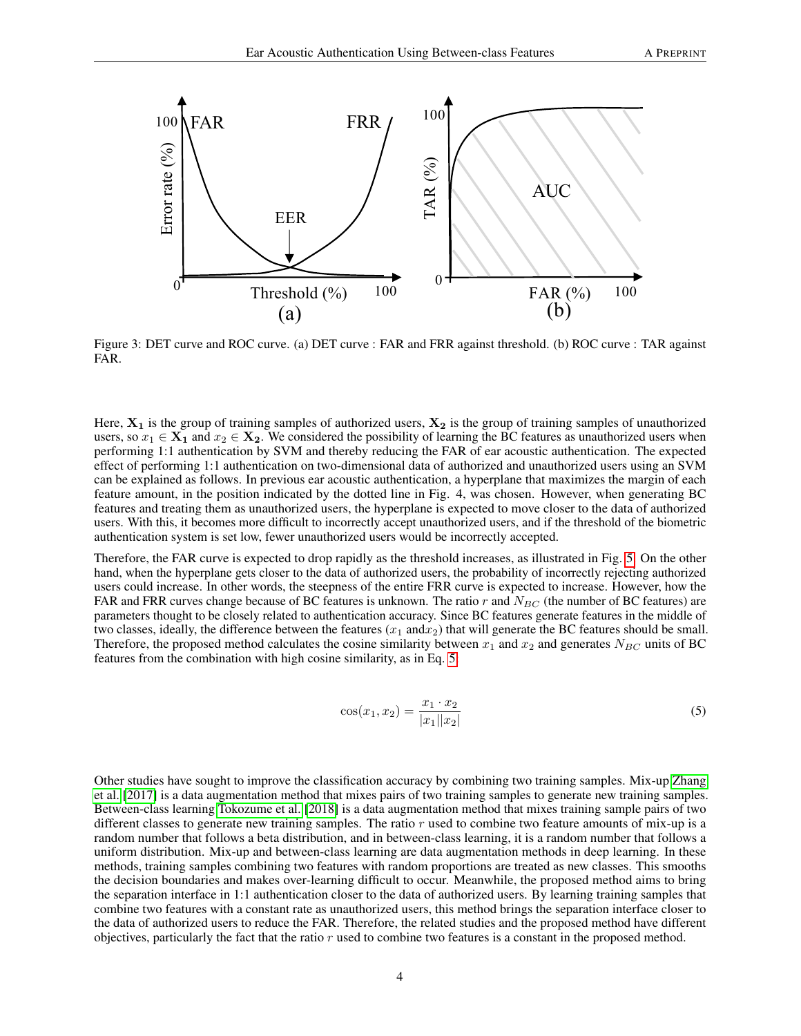Figure 3: DET curve and ROC curve. (a) DET curve : FAR and FRR against threshold. (b) ROC curve : TAR against FAR.

Here, $\mathbf{X_1}$ is the group of training samples of authorized users, $\mathbf{X_2}$ is the group of training samples of unauthorized users, so $x_1 \in \mathbf{X_1}$ and $x_2 \in \mathbf{X_2}$. We considered the possibility of learning the BC features as unauthorized users when performing 1:1 authentication by SVM and thereby reducing the FAR of ear acoustic authentication. The expected effect of performing 1:1 authentication on two-dimensional data of authorized and unauthorized users using an SVM can be explained as follows. In previous ear acoustic authentication, a hyperplane that maximizes the margin of each feature amount, in the position indicated by the dotted line in Fig. 4, was chosen. However, when generating BC features and treating them as unauthorized users, the hyperplane is expected to move closer to the data of authorized users. With this, it becomes more difficult to incorrectly accept unauthorized users, and if the threshold of the biometric authentication system is set low, fewer unauthorized users would be incorrectly accepted.

Therefore, the FAR curve is expected to drop rapidly as the threshold increases, as illustrated in Fig. 5. On the other hand, when the hyperplane gets closer to the data of authorized users, the probability of incorrectly rejecting authorized users could increase. In other words, the steepness of the entire FRR curve is expected to increase. However, how the FAR and FRR curves change because of BC features is unknown. The ratio $r$ and $N_{BC}$ (the number of BC features) are parameters thought to be closely related to authentication accuracy. Since BC features generate features in the middle of two classes, ideally, the difference between the features ($x_1$ and$x_2$) that will generate the BC features should be small. Therefore, the proposed method calculates the cosine similarity between $x_1$ and $x_2$ and generates $N_{BC}$ units of BC features from the combination with high cosine similarity, as in Eq. 5.

$$\cos(x_1, x_2) = \frac{x_1 \cdot x_2}{|x_1||x_2|} \tag{5}$$

Other studies have sought to improve the classification accuracy by combining two training samples. Mix-up Zhang et al. [2017] is a data augmentation method that mixes pairs of two training samples to generate new training samples. Between-class learning Tokozume et al. [2018] is a data augmentation method that mixes training sample pairs of two different classes to generate new training samples. The ratio $r$ used to combine two feature amounts of mix-up is a random number that follows a beta distribution, and in between-class learning, it is a random number that follows a uniform distribution. Mix-up and between-class learning are data augmentation methods in deep learning. In these methods, training samples combining two features with random proportions are treated as new classes. This smooths the decision boundaries and makes over-learning difficult to occur. Meanwhile, the proposed method aims to bring the separation interface in 1:1 authentication closer to the data of authorized users. By learning training samples that combine two features with a constant rate as unauthorized users, this method brings the separation interface closer to the data of authorized users to reduce the FAR. Therefore, the related studies and the proposed method have different objectives, particularly the fact that the ratio $r$ used to combine two features is a constant in the proposed method.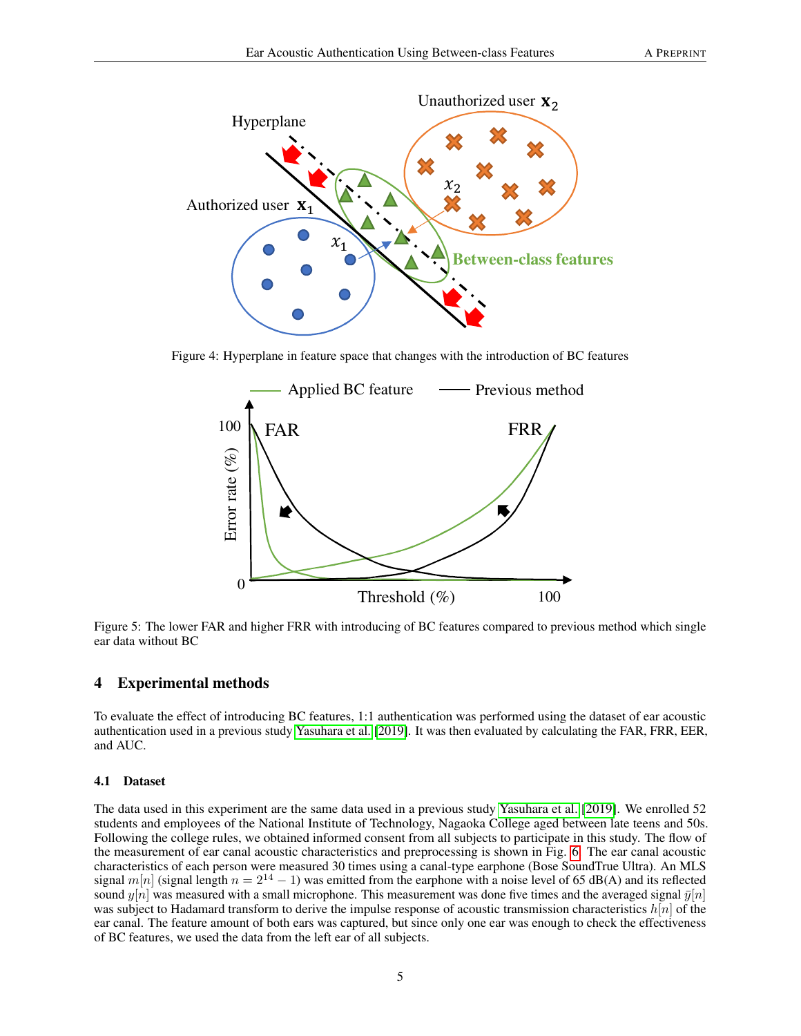Figure 4: Hyperplane in feature space that changes with the introduction of BC features

Figure 5: The lower FAR and higher FRR with introducing of BC features compared to previous method which single ear data without BC

## 4 Experimental methods

To evaluate the effect of introducing BC features, 1:1 authentication was performed using the dataset of ear acoustic authentication used in a previous study Yasuhara et al. [2019]. It was then evaluated by calculating the FAR, FRR, EER, and AUC.

### 4.1 Dataset

The data used in this experiment are the same data used in a previous study Yasuhara et al. [2019]. We enrolled 52 students and employees of the National Institute of Technology, Nagaoka College aged between late teens and 50s. Following the college rules, we obtained informed consent from all subjects to participate in this study. The flow of the measurement of ear canal acoustic characteristics and preprocessing is shown in Fig. 6. The ear canal acoustic characteristics of each person were measured 30 times using a canal-type earphone (Bose SoundTrue Ultra). An MLS signal $m[n]$ (signal length $n = 2^{14} - 1$) was emitted from the earphone with a noise level of 65 dB(A) and its reflected sound $y[n]$ was measured with a small microphone. This measurement was done five times and the averaged signal $\bar{y}[n]$ was subject to Hadamard transform to derive the impulse response of acoustic transmission characteristics $h[n]$ of the ear canal. The feature amount of both ears was captured, but since only one ear was enough to check the effectiveness of BC features, we used the data from the left ear of all subjects.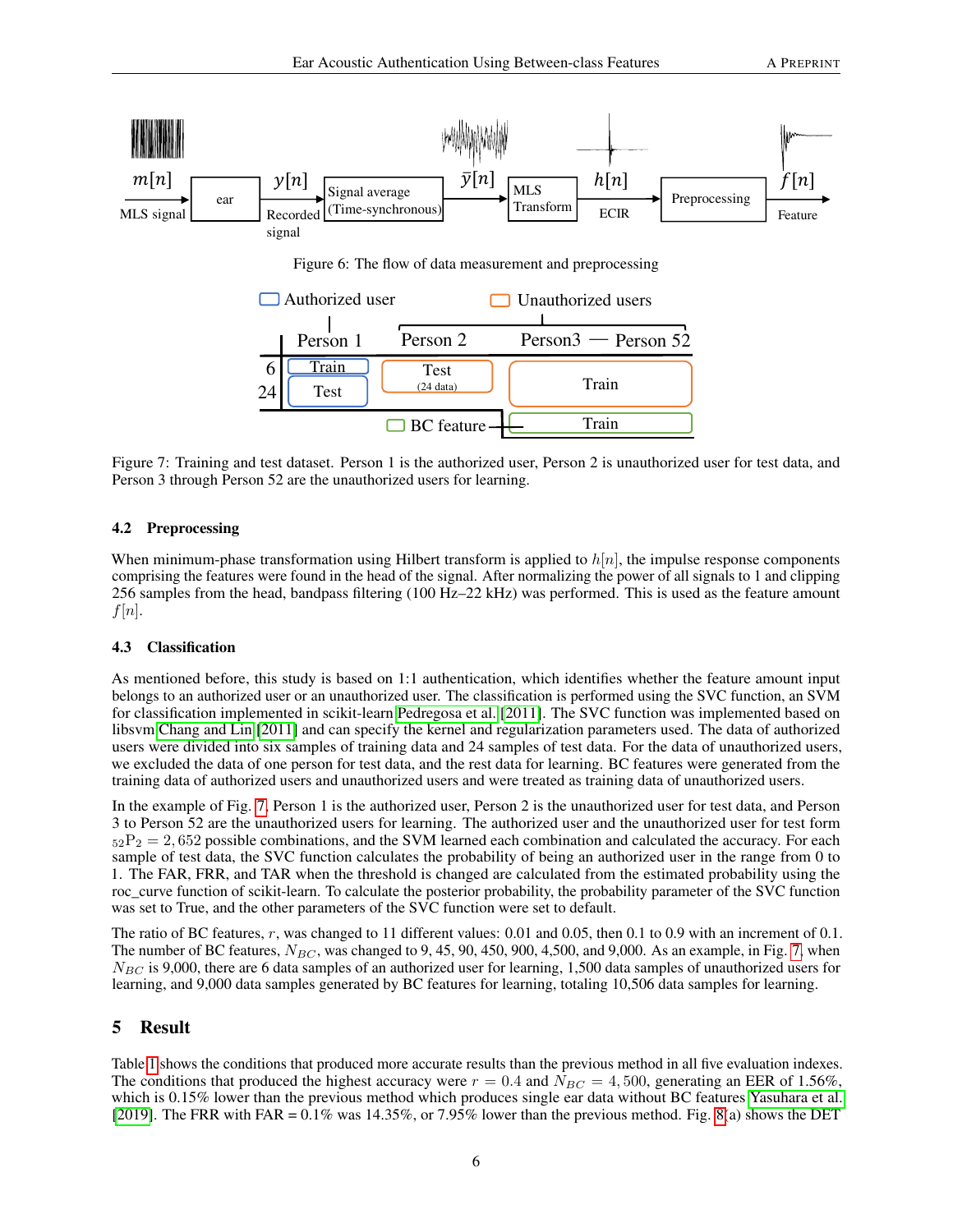Figure 6: The flow of data measurement and preprocessing

Figure 7: Training and test dataset. Person 1 is the authorized user, Person 2 is unauthorized user for test data, and Person 3 through Person 52 are the unauthorized users for learning.

### 4.2 Preprocessing

When minimum-phase transformation using Hilbert transform is applied to $h[n]$, the impulse response components comprising the features were found in the head of the signal. After normalizing the power of all signals to 1 and clipping 256 samples from the head, bandpass filtering (100 Hz–22 kHz) was performed. This is used as the feature amount $f[n]$.

### 4.3 Classification

As mentioned before, this study is based on 1:1 authentication, which identifies whether the feature amount input belongs to an authorized user or an unauthorized user. The classification is performed using the SVC function, an SVM for classification implemented in scikit-learn Pedregosa et al. [2011]. The SVC function was implemented based on libsvm Chang and Lin [2011] and can specify the kernel and regularization parameters used. The data of authorized users were divided into six samples of training data and 24 samples of test data. For the data of unauthorized users, we excluded the data of one person for test data, and the rest data for learning. BC features were generated from the training data of authorized users and unauthorized users and were treated as training data of unauthorized users.

In the example of Fig. 7, Person 1 is the authorized user, Person 2 is the unauthorized user for test data, and Person 3 to Person 52 are the unauthorized users for learning. The authorized user and the unauthorized user for test form ${}_{52}\mathrm{P}_2 = 2,652$ possible combinations, and the SVM learned each combination and calculated the accuracy. For each sample of test data, the SVC function calculates the probability of being an authorized user in the range from 0 to 1. The FAR, FRR, and TAR when the threshold is changed are calculated from the estimated probability using the roc_curve function of scikit-learn. To calculate the posterior probability, the probability parameter of the SVC function was set to True, and the other parameters of the SVC function were set to default.

The ratio of BC features, $r$, was changed to 11 different values: 0.01 and 0.05, then 0.1 to 0.9 with an increment of 0.1. The number of BC features, $N_{BC}$, was changed to 9, 45, 90, 450, 900, 4,500, and 9,000. As an example, in Fig. 7, when $N_{BC}$ is 9,000, there are 6 data samples of an authorized user for learning, 1,500 data samples of unauthorized users for learning, and 9,000 data samples generated by BC features for learning, totaling 10,506 data samples for learning.

## 5 Result

Table 1 shows the conditions that produced more accurate results than the previous method in all five evaluation indexes. The conditions that produced the highest accuracy were $r = 0.4$ and $N_{BC} = 4,500$, generating an EER of 1.56%, which is 0.15% lower than the previous method which produces single ear data without BC features Yasuhara et al. [2019]. The FRR with FAR = 0.1% was 14.35%, or 7.95% lower than the previous method. Fig. 8(a) shows the DET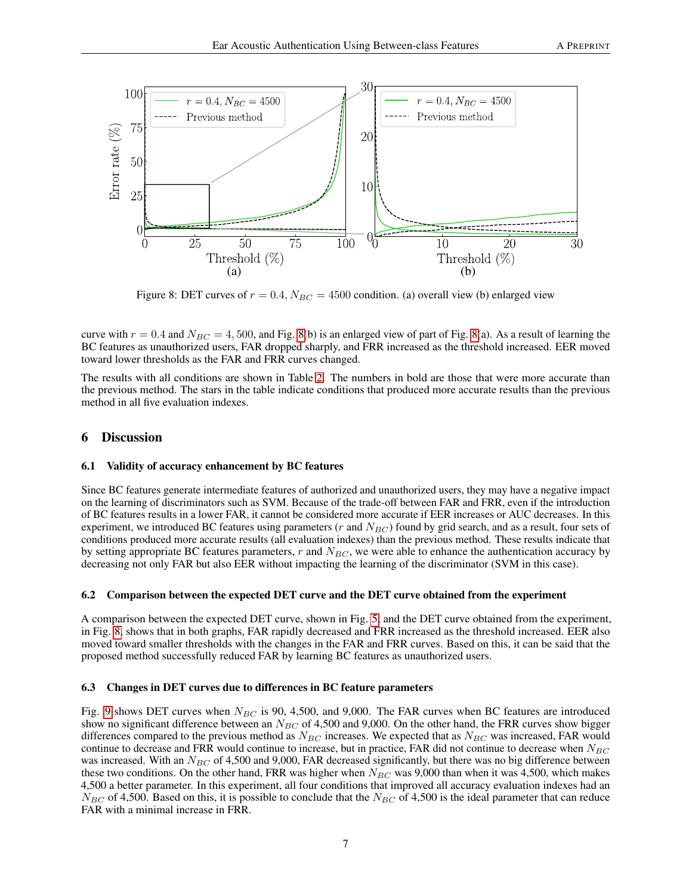Figure 8: DET curves of $r = 0.4$, $N_{BC} = 4500$ condition. (a) overall view (b) enlarged view

curve with $r = 0.4$ and $N_{BC} = 4,500$, and Fig. 8(b) is an enlarged view of part of Fig. 8(a). As a result of learning the BC features as unauthorized users, FAR dropped sharply, and FRR increased as the threshold increased. EER moved toward lower thresholds as the FAR and FRR curves changed.

The results with all conditions are shown in Table 2. The numbers in bold are those that were more accurate than the previous method. The stars in the table indicate conditions that produced more accurate results than the previous method in all five evaluation indexes.

## 6 Discussion

### 6.1 Validity of accuracy enhancement by BC features

Since BC features generate intermediate features of authorized and unauthorized users, they may have a negative impact on the learning of discriminators such as SVM. Because of the trade-off between FAR and FRR, even if the introduction of BC features results in a lower FAR, it cannot be considered more accurate if EER increases or AUC decreases. In this experiment, we introduced BC features using parameters ($r$ and $N_{BC}$) found by grid search, and as a result, four sets of conditions produced more accurate results (all evaluation indexes) than the previous method. These results indicate that by setting appropriate BC features parameters, $r$ and $N_{BC}$, we were able to enhance the authentication accuracy by decreasing not only FAR but also EER without impacting the learning of the discriminator (SVM in this case).

### 6.2 Comparison between the expected DET curve and the DET curve obtained from the experiment

A comparison between the expected DET curve, shown in Fig. 5, and the DET curve obtained from the experiment, in Fig. 8, shows that in both graphs, FAR rapidly decreased and FRR increased as the threshold increased. EER also moved toward smaller thresholds with the changes in the FAR and FRR curves. Based on this, it can be said that the proposed method successfully reduced FAR by learning BC features as unauthorized users.

### 6.3 Changes in DET curves due to differences in BC feature parameters

Fig. 9 shows DET curves when $N_{BC}$ is 90, 4,500, and 9,000. The FAR curves when BC features are introduced show no significant difference between an $N_{BC}$ of 4,500 and 9,000. On the other hand, the FRR curves show bigger differences compared to the previous method as $N_{BC}$ increases. We expected that as $N_{BC}$ was increased, FAR would continue to decrease and FRR would continue to increase, but in practice, FAR did not continue to decrease when $N_{BC}$ was increased. With an $N_{BC}$ of 4,500 and 9,000, FAR decreased significantly, but there was no big difference between these two conditions. On the other hand, FRR was higher when $N_{BC}$ was 9,000 than when it was 4,500, which makes 4,500 a better parameter. In this experiment, all four conditions that improved all accuracy evaluation indexes had an $N_{BC}$ of 4,500. Based on this, it is possible to conclude that the $N_{BC}$ of 4,500 is the ideal parameter that can reduce FAR with a minimal increase in FRR.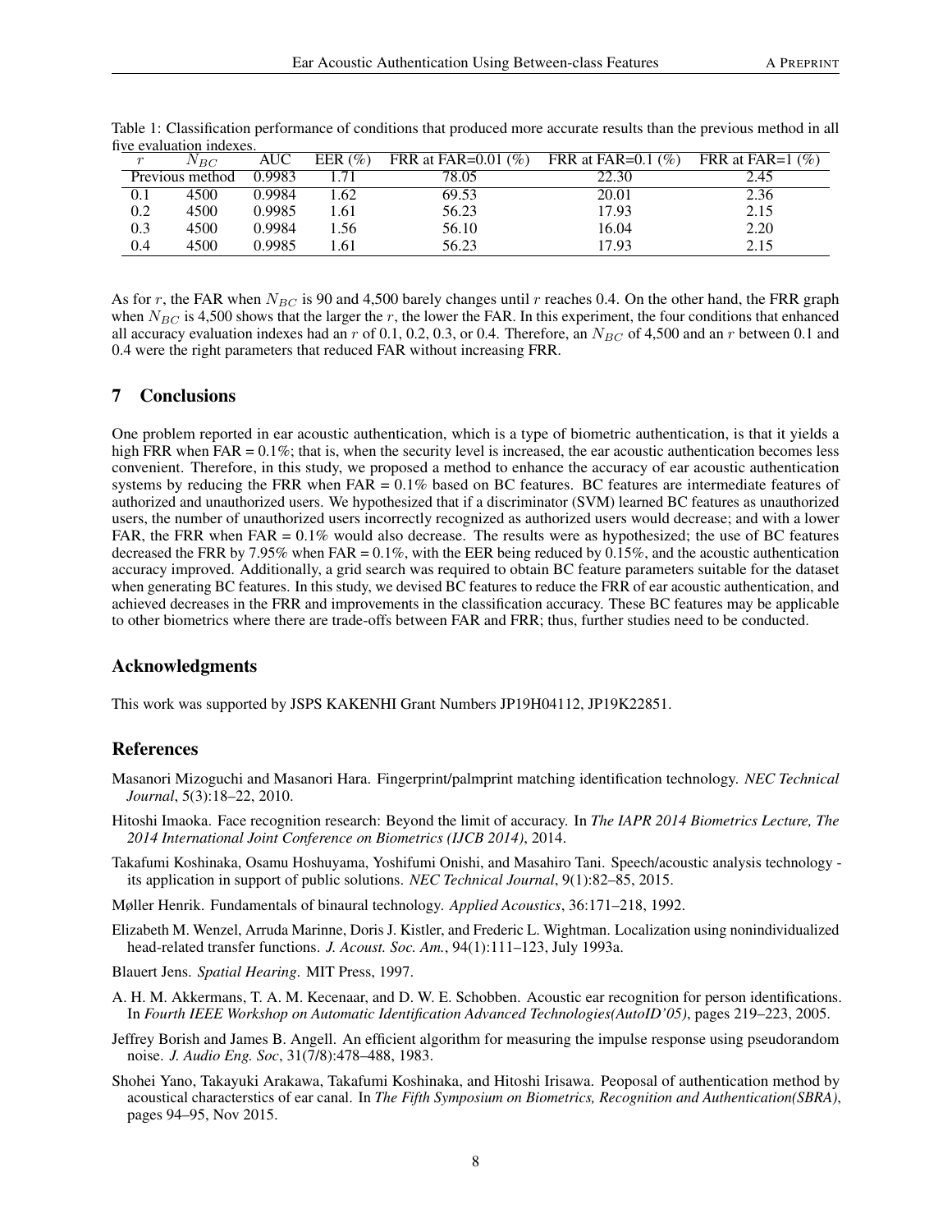Table 1: Classification performance of conditions that produced more accurate results than the previous method in all five evaluation indexes.

| $r$ | $N_{BC}$ | AUC | EER (%) | FRR at FAR=0.01 (%) | FRR at FAR=0.1 (%) | FRR at FAR=1 (%) |
|---|---|---|---|---|---|---|
| Previous method | | 0.9983 | 1.71 | 78.05 | 22.30 | 2.45 |
| 0.1 | 4500 | 0.9984 | 1.62 | 69.53 | 20.01 | 2.36 |
| 0.2 | 4500 | 0.9985 | 1.61 | 56.23 | 17.93 | 2.15 |
| 0.3 | 4500 | 0.9984 | 1.56 | 56.10 | 16.04 | 2.20 |
| 0.4 | 4500 | 0.9985 | 1.61 | 56.23 | 17.93 | 2.15 |

As for $r$, the FAR when $N_{BC}$ is 90 and 4,500 barely changes until $r$ reaches 0.4. On the other hand, the FRR graph when $N_{BC}$ is 4,500 shows that the larger the $r$, the lower the FAR. In this experiment, the four conditions that enhanced all accuracy evaluation indexes had an $r$ of 0.1, 0.2, 0.3, or 0.4. Therefore, an $N_{BC}$ of 4,500 and an $r$ between 0.1 and 0.4 were the right parameters that reduced FAR without increasing FRR.

## 7 Conclusions

One problem reported in ear acoustic authentication, which is a type of biometric authentication, is that it yields a high FRR when FAR = 0.1%; that is, when the security level is increased, the ear acoustic authentication becomes less convenient. Therefore, in this study, we proposed a method to enhance the accuracy of ear acoustic authentication systems by reducing the FRR when FAR = 0.1% based on BC features. BC features are intermediate features of authorized and unauthorized users. We hypothesized that if a discriminator (SVM) learned BC features as unauthorized users, the number of unauthorized users incorrectly recognized as authorized users would decrease; and with a lower FAR, the FRR when FAR = 0.1% would also decrease. The results were as hypothesized; the use of BC features decreased the FRR by 7.95% when FAR = 0.1%, with the EER being reduced by 0.15%, and the acoustic authentication accuracy improved. Additionally, a grid search was required to obtain BC feature parameters suitable for the dataset when generating BC features. In this study, we devised BC features to reduce the FRR of ear acoustic authentication, and achieved decreases in the FRR and improvements in the classification accuracy. These BC features may be applicable to other biometrics where there are trade-offs between FAR and FRR; thus, further studies need to be conducted.

## Acknowledgments

This work was supported by JSPS KAKENHI Grant Numbers JP19H04112, JP19K22851.

## References

Masanori Mizoguchi and Masanori Hara. Fingerprint/palmprint matching identification technology. *NEC Technical Journal*, 5(3):18–22, 2010.

Hitoshi Imaoka. Face recognition research: Beyond the limit of accuracy. In *The IAPR 2014 Biometrics Lecture, The 2014 International Joint Conference on Biometrics (IJCB 2014)*, 2014.

Takafumi Koshinaka, Osamu Hoshuyama, Yoshifumi Onishi, and Masahiro Tani. Speech/acoustic analysis technology - its application in support of public solutions. *NEC Technical Journal*, 9(1):82–85, 2015.

Møller Henrik. Fundamentals of binaural technology. *Applied Acoustics*, 36:171–218, 1992.

Elizabeth M. Wenzel, Arruda Marinne, Doris J. Kistler, and Frederic L. Wightman. Localization using nonindividualized head-related transfer functions. *J. Acoust. Soc. Am.*, 94(1):111–123, July 1993a.

Blauert Jens. *Spatial Hearing*. MIT Press, 1997.

A. H. M. Akkermans, T. A. M. Kecenaar, and D. W. E. Schobben. Acoustic ear recognition for person identifications. In *Fourth IEEE Workshop on Automatic Identification Advanced Technologies(AutoID'05)*, pages 219–223, 2005.

Jeffrey Borish and James B. Angell. An efficient algorithm for measuring the impulse response using pseudorandom noise. *J. Audio Eng. Soc*, 31(7/8):478–488, 1983.

Shohei Yano, Takayuki Arakawa, Takafumi Koshinaka, and Hitoshi Irisawa. Peoposal of authentication method by acoustical characterstics of ear canal. In *The Fifth Symposium on Biometrics, Recognition and Authentication(SBRA)*, pages 94–95, Nov 2015.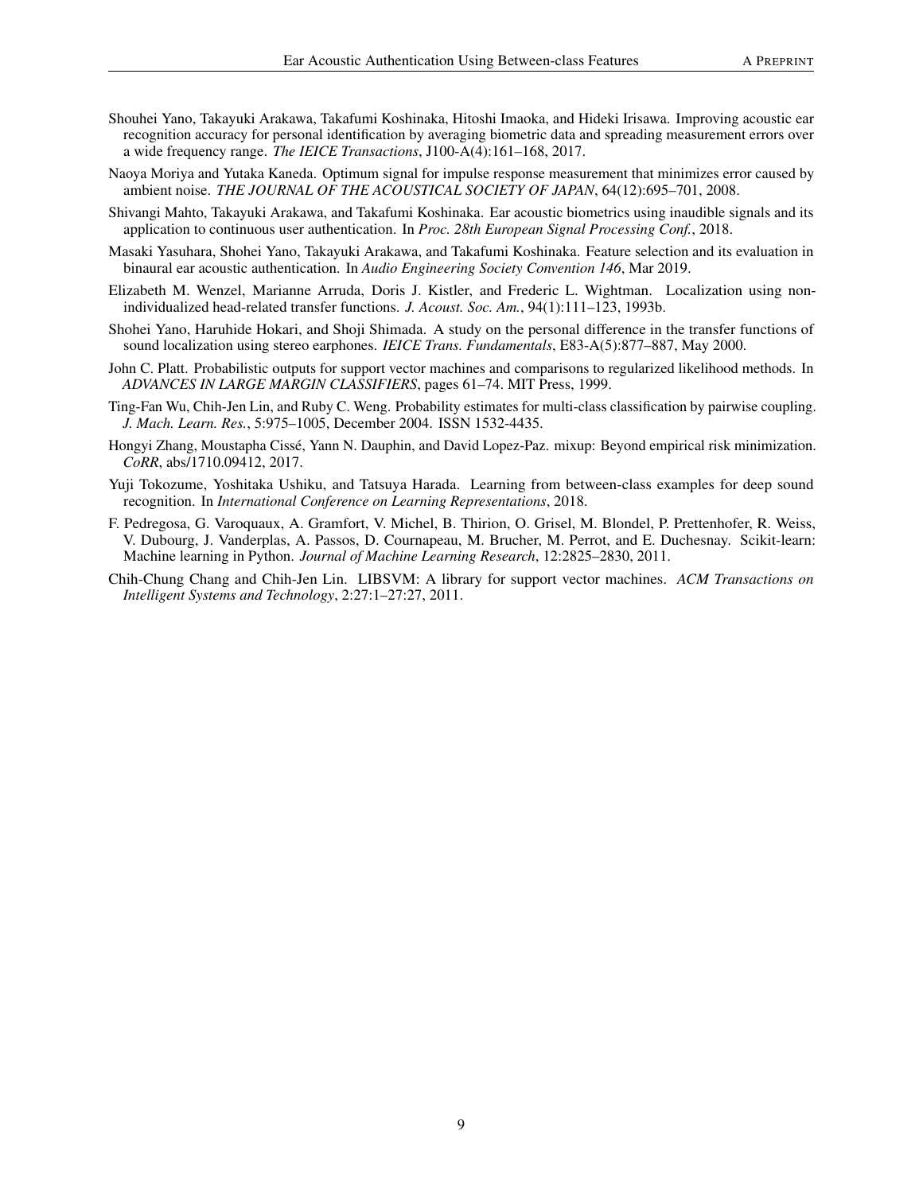Shouhei Yano, Takayuki Arakawa, Takafumi Koshinaka, Hitoshi Imaoka, and Hideki Irisawa. Improving acoustic ear recognition accuracy for personal identification by averaging biometric data and spreading measurement errors over a wide frequency range. *The IEICE Transactions*, J100-A(4):161–168, 2017.

Naoya Moriya and Yutaka Kaneda. Optimum signal for impulse response measurement that minimizes error caused by ambient noise. *THE JOURNAL OF THE ACOUSTICAL SOCIETY OF JAPAN*, 64(12):695–701, 2008.

Shivangi Mahto, Takayuki Arakawa, and Takafumi Koshinaka. Ear acoustic biometrics using inaudible signals and its application to continuous user authentication. In *Proc. 28th European Signal Processing Conf.*, 2018.

Masaki Yasuhara, Shohei Yano, Takayuki Arakawa, and Takafumi Koshinaka. Feature selection and its evaluation in binaural ear acoustic authentication. In *Audio Engineering Society Convention 146*, Mar 2019.

Elizabeth M. Wenzel, Marianne Arruda, Doris J. Kistler, and Frederic L. Wightman. Localization using non-individualized head-related transfer functions. *J. Acoust. Soc. Am.*, 94(1):111–123, 1993b.

Shohei Yano, Haruhide Hokari, and Shoji Shimada. A study on the personal difference in the transfer functions of sound localization using stereo earphones. *IEICE Trans. Fundamentals*, E83-A(5):877–887, May 2000.

John C. Platt. Probabilistic outputs for support vector machines and comparisons to regularized likelihood methods. In *ADVANCES IN LARGE MARGIN CLASSIFIERS*, pages 61–74. MIT Press, 1999.

Ting-Fan Wu, Chih-Jen Lin, and Ruby C. Weng. Probability estimates for multi-class classification by pairwise coupling. *J. Mach. Learn. Res.*, 5:975–1005, December 2004. ISSN 1532-4435.

Hongyi Zhang, Moustapha Cissé, Yann N. Dauphin, and David Lopez-Paz. mixup: Beyond empirical risk minimization. *CoRR*, abs/1710.09412, 2017.

Yuji Tokozume, Yoshitaka Ushiku, and Tatsuya Harada. Learning from between-class examples for deep sound recognition. In *International Conference on Learning Representations*, 2018.

F. Pedregosa, G. Varoquaux, A. Gramfort, V. Michel, B. Thirion, O. Grisel, M. Blondel, P. Prettenhofer, R. Weiss, V. Dubourg, J. Vanderplas, A. Passos, D. Cournapeau, M. Brucher, M. Perrot, and E. Duchesnay. Scikit-learn: Machine learning in Python. *Journal of Machine Learning Research*, 12:2825–2830, 2011.

Chih-Chung Chang and Chih-Jen Lin. LIBSVM: A library for support vector machines. *ACM Transactions on Intelligent Systems and Technology*, 2:27:1–27:27, 2011.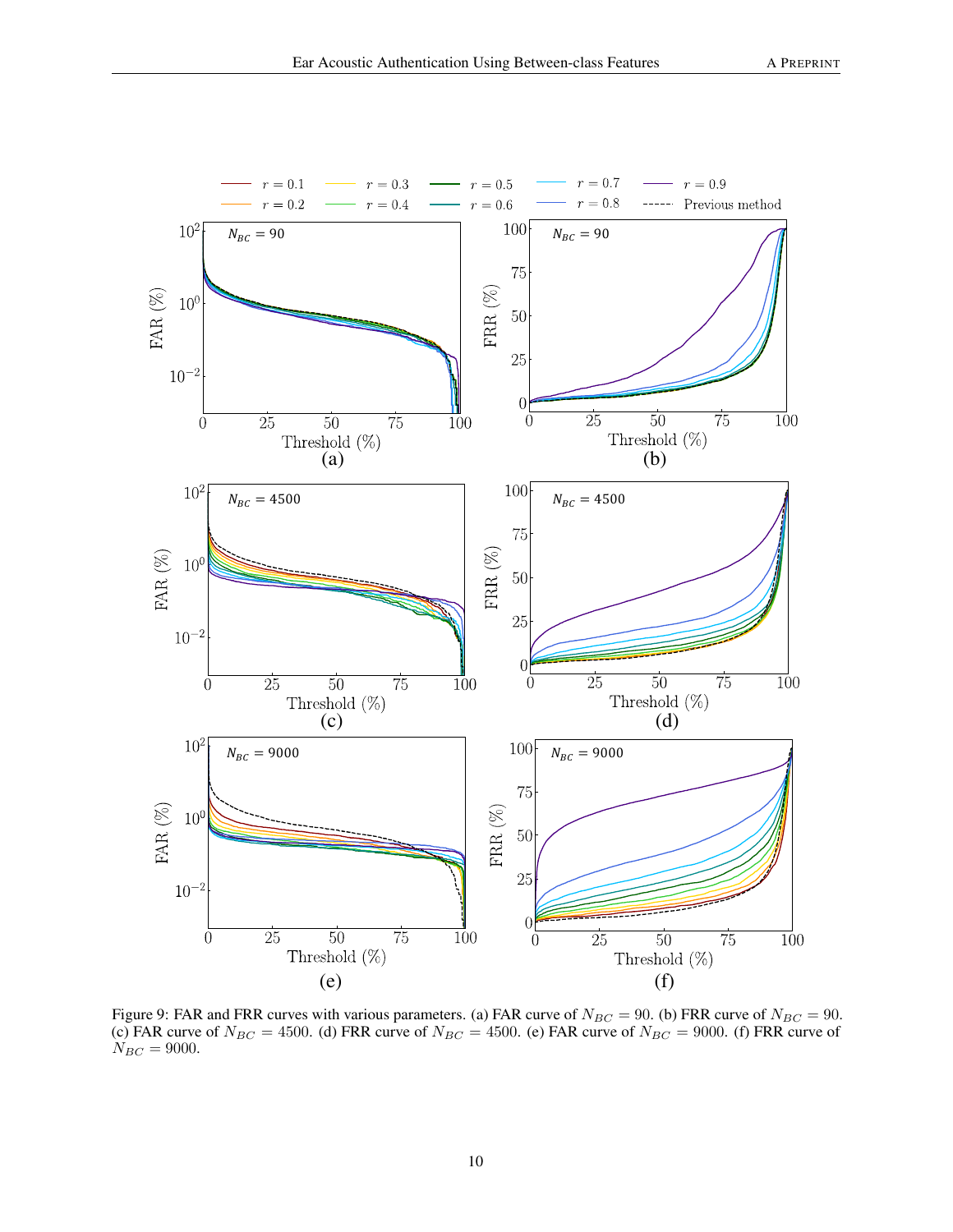Figure 9: FAR and FRR curves with various parameters. (a) FAR curve of $N_{BC} = 90$. (b) FRR curve of $N_{BC} = 90$. (c) FAR curve of $N_{BC} = 4500$. (d) FRR curve of $N_{BC} = 4500$. (e) FAR curve of $N_{BC} = 9000$. (f) FRR curve of $N_{BC} = 9000$.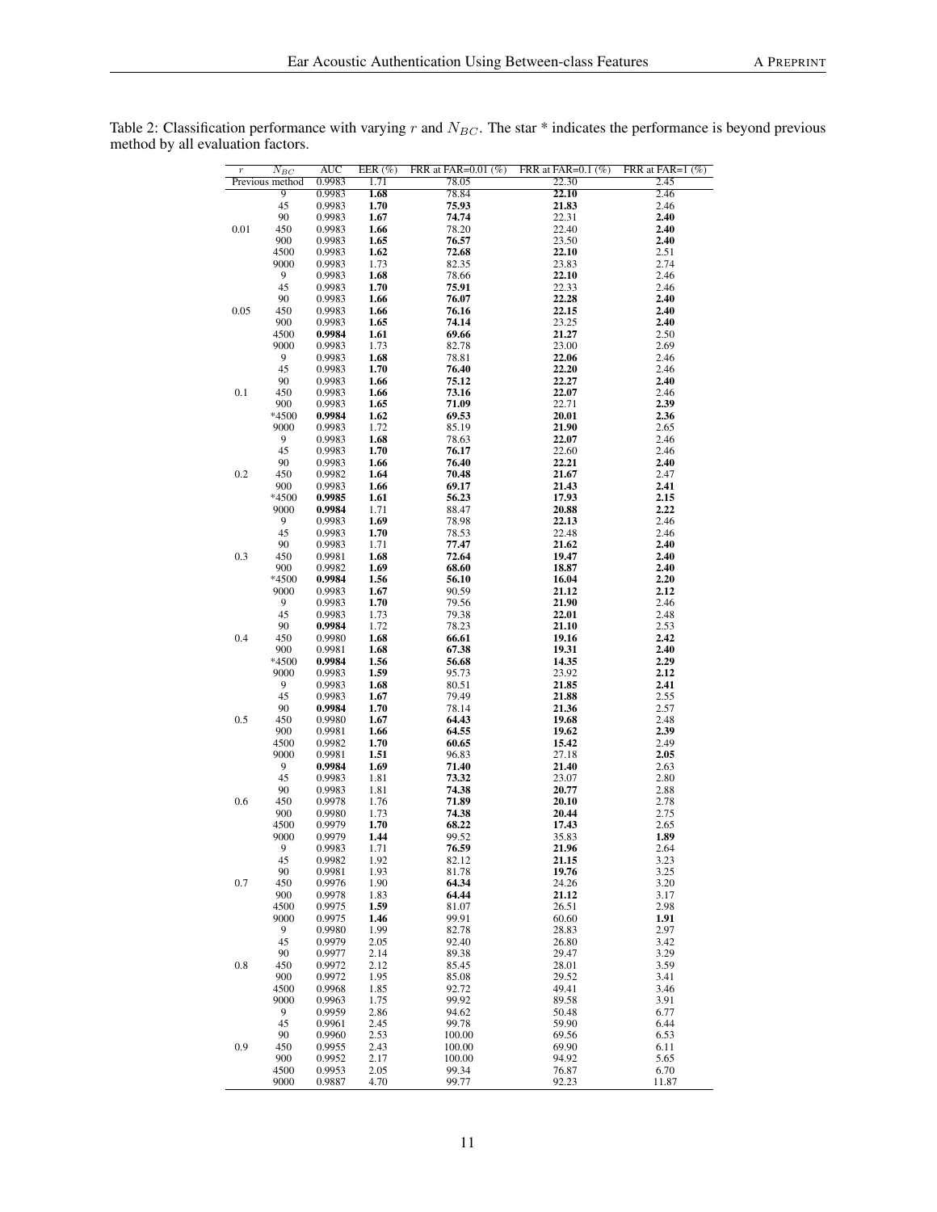Table 2: Classification performance with varying $r$ and $N_{BC}$. The star * indicates the performance is beyond previous method by all evaluation factors.

| $r$ | $N_{BC}$ | AUC | EER (%) | FRR at FAR=0.01 (%) | FRR at FAR=0.1 (%) | FRR at FAR=1 (%) |
|---|---|---|---|---|---|---|
| Previous method | | 0.9983 | 1.71 | 78.05 | 22.30 | 2.45 |
| 0.01 | 9 | 0.9983 | **1.68** | 78.84 | **22.10** | 2.46 |
| | 45 | 0.9983 | **1.70** | **75.93** | **21.83** | 2.46 |
| | 90 | 0.9983 | **1.67** | **74.74** | 22.31 | **2.40** |
| | 450 | 0.9983 | **1.66** | 78.20 | 22.40 | **2.40** |
| | 900 | 0.9983 | **1.65** | **76.57** | 23.50 | **2.40** |
| | 4500 | 0.9983 | **1.62** | **72.68** | **22.10** | 2.51 |
| | 9000 | 0.9983 | 1.73 | 82.35 | 23.83 | 2.74 |
| 0.05 | 9 | 0.9983 | **1.68** | 78.66 | **22.10** | 2.46 |
| | 45 | 0.9983 | **1.70** | **75.91** | 22.33 | 2.46 |
| | 90 | 0.9983 | **1.66** | **76.07** | **22.28** | **2.40** |
| | 450 | 0.9983 | **1.66** | **76.16** | **22.15** | **2.40** |
| | 900 | 0.9983 | **1.65** | **74.14** | 23.25 | **2.40** |
| | 4500 | **0.9984** | **1.61** | **69.66** | **21.27** | 2.50 |
| | 9000 | 0.9983 | 1.73 | 82.78 | 23.00 | 2.69 |
| 0.1 | 9 | 0.9983 | **1.68** | 78.81 | **22.06** | 2.46 |
| | 45 | 0.9983 | **1.70** | **76.40** | **22.20** | 2.46 |
| | 90 | 0.9983 | **1.66** | **75.12** | **22.27** | **2.40** |
| | 450 | 0.9983 | **1.66** | **73.16** | **22.07** | 2.46 |
| | 900 | 0.9983 | **1.65** | **71.09** | 22.71 | **2.39** |
| | *4500 | **0.9984** | **1.62** | **69.53** | **20.01** | **2.36** |
| | 9000 | 0.9983 | 1.72 | 85.19 | **21.90** | 2.65 |
| 0.2 | 9 | 0.9983 | **1.68** | 78.63 | **22.07** | 2.46 |
| | 45 | 0.9983 | **1.70** | **76.17** | 22.60 | 2.46 |
| | 90 | 0.9983 | **1.66** | **76.40** | **22.21** | **2.40** |
| | 450 | 0.9982 | **1.64** | **70.48** | **21.67** | 2.47 |
| | 900 | 0.9983 | **1.66** | **69.17** | **21.43** | **2.41** |
| | *4500 | **0.9985** | **1.61** | **56.23** | **17.93** | **2.15** |
| | 9000 | **0.9984** | 1.71 | 88.47 | **20.88** | **2.22** |
| 0.3 | 9 | 0.9983 | **1.69** | 78.98 | **22.13** | 2.46 |
| | 45 | 0.9983 | **1.70** | 78.53 | 22.48 | 2.46 |
| | 90 | 0.9983 | 1.71 | **77.47** | **21.62** | **2.40** |
| | 450 | 0.9981 | **1.68** | **72.64** | **19.47** | **2.40** |
| | 900 | 0.9982 | **1.69** | **68.60** | **18.87** | **2.40** |
| | *4500 | **0.9984** | **1.56** | **56.10** | **16.04** | **2.20** |
| | 9000 | 0.9983 | **1.67** | 90.59 | **21.12** | **2.12** |
| 0.4 | 9 | 0.9983 | **1.70** | 79.56 | **21.90** | 2.46 |
| | 45 | 0.9983 | 1.73 | 79.38 | **22.01** | 2.48 |
| | 90 | **0.9984** | 1.72 | 78.23 | **21.10** | 2.53 |
| | 450 | 0.9980 | **1.68** | **66.61** | **19.16** | **2.42** |
| | 900 | 0.9981 | **1.68** | **67.38** | **19.31** | **2.40** |
| | *4500 | **0.9984** | **1.56** | **56.68** | **14.35** | **2.29** |
| | 9000 | 0.9983 | **1.59** | 95.73 | 23.92 | **2.12** |
| 0.5 | 9 | 0.9983 | **1.68** | 80.51 | **21.85** | **2.41** |
| | 45 | 0.9983 | **1.67** | 79.49 | **21.88** | 2.55 |
| | 90 | **0.9984** | **1.70** | 78.14 | **21.36** | 2.57 |
| | 450 | 0.9980 | **1.67** | **64.43** | **19.68** | 2.48 |
| | 900 | 0.9981 | **1.66** | **64.55** | **19.62** | **2.39** |
| | 4500 | 0.9982 | **1.70** | **60.65** | **15.42** | 2.49 |
| | 9000 | 0.9981 | **1.51** | 96.83 | 27.18 | **2.05** |
| 0.6 | 9 | **0.9984** | **1.69** | **71.40** | **21.40** | 2.63 |
| | 45 | 0.9983 | 1.81 | **73.32** | 23.07 | 2.80 |
| | 90 | 0.9983 | 1.81 | **74.38** | **20.77** | 2.88 |
| | 450 | 0.9978 | 1.76 | **71.89** | **20.10** | 2.78 |
| | 900 | 0.9980 | 1.73 | **74.38** | **20.44** | 2.75 |
| | 4500 | 0.9979 | **1.70** | **68.22** | **17.43** | 2.65 |
| | 9000 | 0.9979 | **1.44** | 99.52 | 35.83 | **1.89** |
| 0.7 | 9 | 0.9983 | 1.71 | **76.59** | **21.96** | 2.64 |
| | 45 | 0.9982 | 1.92 | 82.12 | **21.15** | 3.23 |
| | 90 | 0.9981 | 1.93 | 81.78 | **19.76** | 3.25 |
| | 450 | 0.9976 | 1.90 | **64.34** | 24.26 | 3.20 |
| | 900 | 0.9978 | 1.83 | **64.44** | **21.12** | 3.17 |
| | 4500 | 0.9975 | **1.59** | 81.07 | 26.51 | 2.98 |
| | 9000 | 0.9975 | **1.46** | 99.91 | 60.60 | **1.91** |
| 0.8 | 9 | 0.9980 | 1.99 | 82.78 | 28.83 | 2.97 |
| | 45 | 0.9979 | 2.05 | 92.40 | 26.80 | 3.42 |
| | 90 | 0.9977 | 2.14 | 89.38 | 29.47 | 3.29 |
| | 450 | 0.9972 | 2.12 | 85.45 | 28.01 | 3.59 |
| | 900 | 0.9972 | 1.95 | 85.08 | 29.52 | 3.41 |
| | 4500 | 0.9968 | 1.85 | 92.72 | 49.41 | 3.46 |
| | 9000 | 0.9963 | 1.75 | 99.92 | 89.58 | 3.91 |
| 0.9 | 9 | 0.9959 | 2.86 | 94.62 | 50.48 | 6.77 |
| | 45 | 0.9961 | 2.45 | 99.78 | 59.90 | 6.44 |
| | 90 | 0.9960 | 2.53 | 100.00 | 69.56 | 6.53 |
| | 450 | 0.9955 | 2.43 | 100.00 | 69.90 | 6.11 |
| | 900 | 0.9952 | 2.17 | 100.00 | 94.92 | 5.65 |
| | 4500 | 0.9953 | 2.05 | 99.34 | 76.87 | 6.70 |
| | 9000 | 0.9887 | 4.70 | 99.77 | 92.23 | 11.87 |